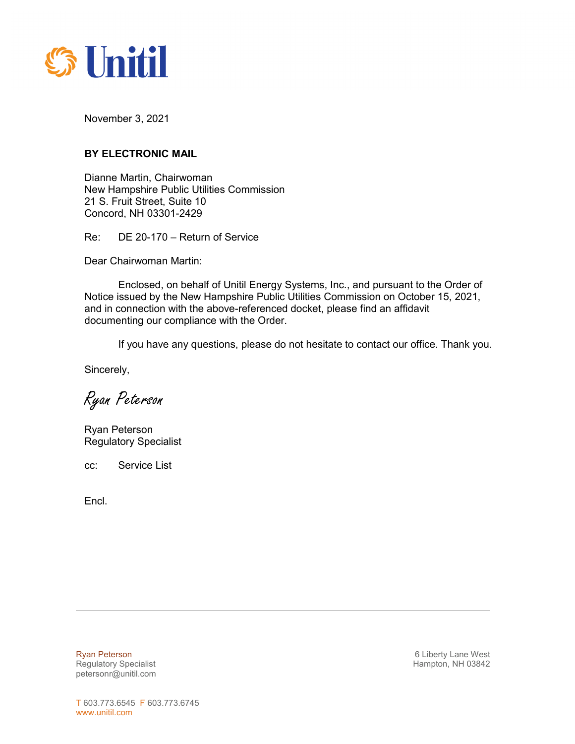Unitil

November 3, 2021

**BY ELECTRONIC MAIL**

Dianne Martin, Chairwoman
New Hampshire Public Utilities Commission
21 S. Fruit Street, Suite 10
Concord, NH 03301-2429

Re: DE 20-170 – Return of Service

Dear Chairwoman Martin:

Enclosed, on behalf of Unitil Energy Systems, Inc., and pursuant to the Order of Notice issued by the New Hampshire Public Utilities Commission on October 15, 2021, and in connection with the above-referenced docket, please find an affidavit documenting our compliance with the Order.

If you have any questions, please do not hesitate to contact our office. Thank you.

Sincerely,

*Ryan Peterson*

Ryan Peterson
Regulatory Specialist

cc: Service List

Encl.

Ryan Peterson
Regulatory Specialist
petersonr@unitil.com

6 Liberty Lane West
Hampton, NH 03842

T 603.773.6545 F 603.773.6745
www.unitil.com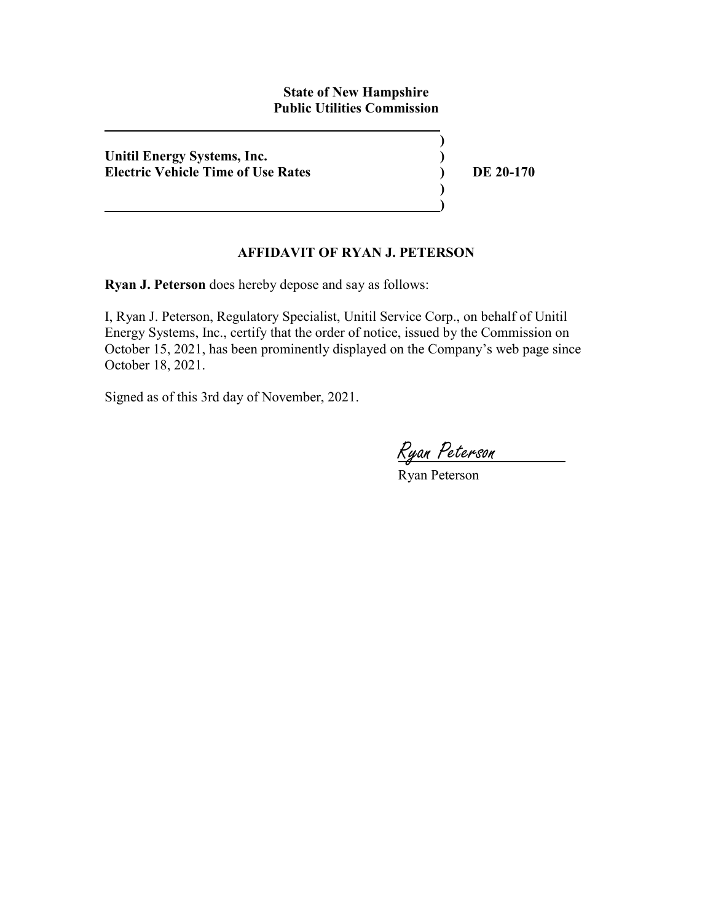**State of New Hampshire**
**Public Utilities Commission**

| | | |
|---|---|---|
| **Unitil Energy Systems, Inc.** **Electric Vehicle Time of Use Rates** | ) | **DE 20-170** |

## AFFIDAVIT OF RYAN J. PETERSON

**Ryan J. Peterson** does hereby depose and say as follows:

I, Ryan J. Peterson, Regulatory Specialist, Unitil Service Corp., on behalf of Unitil Energy Systems, Inc., certify that the order of notice, issued by the Commission on October 15, 2021, has been prominently displayed on the Company's web page since October 18, 2021.

Signed as of this 3rd day of November, 2021.

*Ryan Peterson*

Ryan Peterson